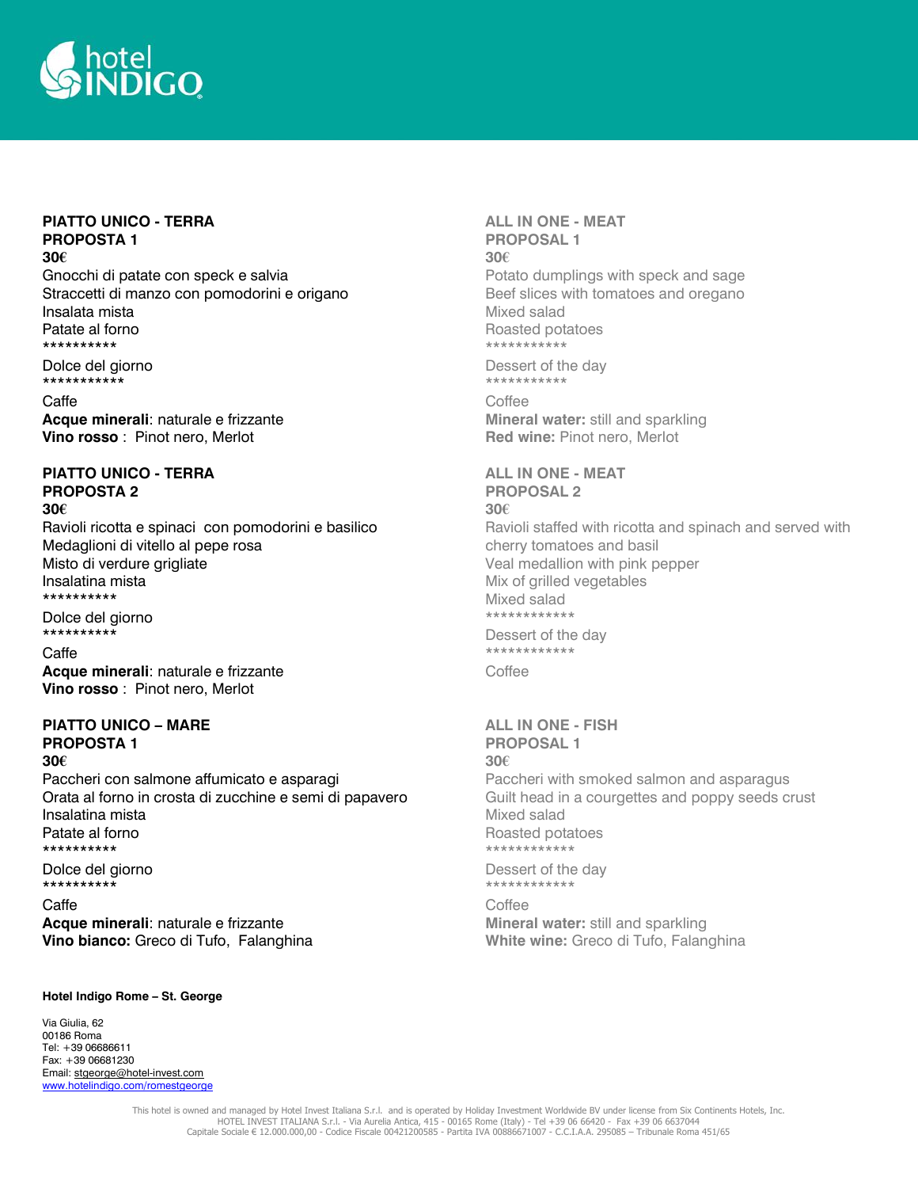**PIATTO UNICO - TERRA**
**PROPOSTA 1**
**30€**
Gnocchi di patate con speck e salvia
Straccetti di manzo con pomodorini e origano
Insalata mista
Patate al forno
**********
Dolce del giorno
***********
Caffe
**Acque minerali**: naturale e frizzante
**Vino rosso** : Pinot nero, Merlot

**ALL IN ONE - MEAT**
**PROPOSAL 1**
**30€**
Potato dumplings with speck and sage
Beef slices with tomatoes and oregano
Mixed salad
Roasted potatoes
***********
Dessert of the day
***********
Coffee
**Mineral water:** still and sparkling
**Red wine:** Pinot nero, Merlot

**PIATTO UNICO - TERRA**
**PROPOSTA 2**
**30€**
Ravioli ricotta e spinaci con pomodorini e basilico
Medaglioni di vitello al pepe rosa
Misto di verdure grigliate
Insalatina mista
**********
Dolce del giorno
**********
Caffe
**Acque minerali**: naturale e frizzante
**Vino rosso** : Pinot nero, Merlot

**ALL IN ONE - MEAT**
**PROPOSAL 2**
**30€**
Ravioli staffed with ricotta and spinach and served with cherry tomatoes and basil
Veal medallion with pink pepper
Mix of grilled vegetables
Mixed salad
************
Dessert of the day
************
Coffee

**PIATTO UNICO – MARE**
**PROPOSTA 1**
**30€**
Paccheri con salmone affumicato e asparagi
Orata al forno in crosta di zucchine e semi di papavero
Insalatina mista
Patate al forno
**********
Dolce del giorno
**********
Caffe
**Acque minerali**: naturale e frizzante
**Vino bianco:** Greco di Tufo, Falanghina

**ALL IN ONE - FISH**
**PROPOSAL 1**
**30€**
Paccheri with smoked salmon and asparagus
Guilt head in a courgettes and poppy seeds crust
Mixed salad
Roasted potatoes
************
Dessert of the day
************
Coffee
**Mineral water:** still and sparkling
**White wine:** Greco di Tufo, Falanghina

**Hotel Indigo Rome – St. George**

Via Giulia, 62
00186 Roma
Tel: +39 06686611
Fax: +39 06681230
Email: stgeorge@hotel-invest.com
www.hotelindigo.com/romestgeorge

This hotel is owned and managed by Hotel Invest Italiana S.r.l. and is operated by Holiday Investment Worldwide BV under license from Six Continents Hotels, Inc.
HOTEL INVEST ITALIANA S.r.l. - Via Aurelia Antica, 415 - 00165 Rome (Italy) - Tel +39 06 66420 - Fax +39 06 6637044
Capitale Sociale € 12.000.000,00 - Codice Fiscale 00421200585 - Partita IVA 00886671007 - C.C.I.A.A. 295085 – Tribunale Roma 451/65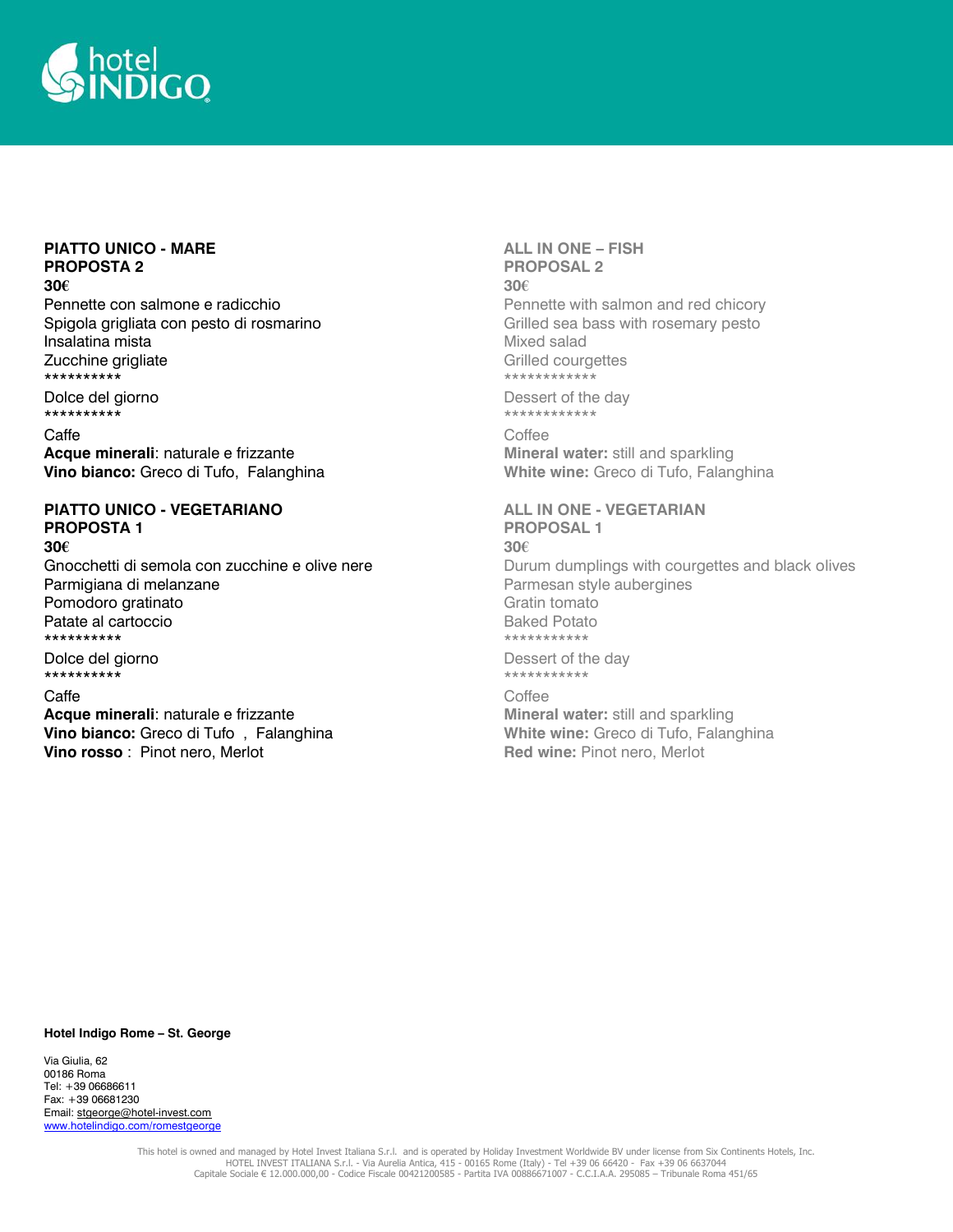**PIATTO UNICO - MARE**
**PROPOSTA 2**
**30€**
Pennette con salmone e radicchio
Spigola grigliata con pesto di rosmarino
Insalatina mista
Zucchine grigliate
**********
Dolce del giorno
**********
Caffe
**Acque minerali**: naturale e frizzante
**Vino bianco:** Greco di Tufo,  Falanghina

**PIATTO UNICO - VEGETARIANO**
**PROPOSTA 1**
**30€**
Gnocchetti di semola con zucchine e olive nere
Parmigiana di melanzane
Pomodoro gratinato
Patate al cartoccio
**********
Dolce del giorno
**********
Caffe
**Acque minerali**: naturale e frizzante
**Vino bianco:** Greco di Tufo  ,  Falanghina
**Vino rosso** :  Pinot nero, Merlot

**ALL IN ONE – FISH**
**PROPOSAL 2**
**30€**
Pennette with salmon and red chicory
Grilled sea bass with rosemary pesto
Mixed salad
Grilled courgettes
************
Dessert of the day
************
Coffee
**Mineral water:** still and sparkling
**White wine:** Greco di Tufo, Falanghina

**ALL IN ONE - VEGETARIAN**
**PROPOSAL 1**
**30€**
Durum dumplings with courgettes and black olives
Parmesan style aubergines
Gratin tomato
Baked Potato
***********
Dessert of the day
***********
Coffee
**Mineral water:** still and sparkling
**White wine:** Greco di Tufo, Falanghina
**Red wine:** Pinot nero, Merlot

**Hotel Indigo Rome – St. George**

Via Giulia, 62
00186 Roma
Tel: +39 06686611
Fax: +39 06681230
Email: stgeorge@hotel-invest.com
www.hotelindigo.com/romestgeorge

This hotel is owned and managed by Hotel Invest Italiana S.r.l. and is operated by Holiday Investment Worldwide BV under license from Six Continents Hotels, Inc.
HOTEL INVEST ITALIANA S.r.l. - Via Aurelia Antica, 415 - 00165 Rome (Italy) - Tel +39 06 66420 - Fax +39 06 6637044
Capitale Sociale € 12.000.000,00 - Codice Fiscale 00421200585 - Partita IVA 00886671007 - C.C.I.A.A. 295085 – Tribunale Roma 451/65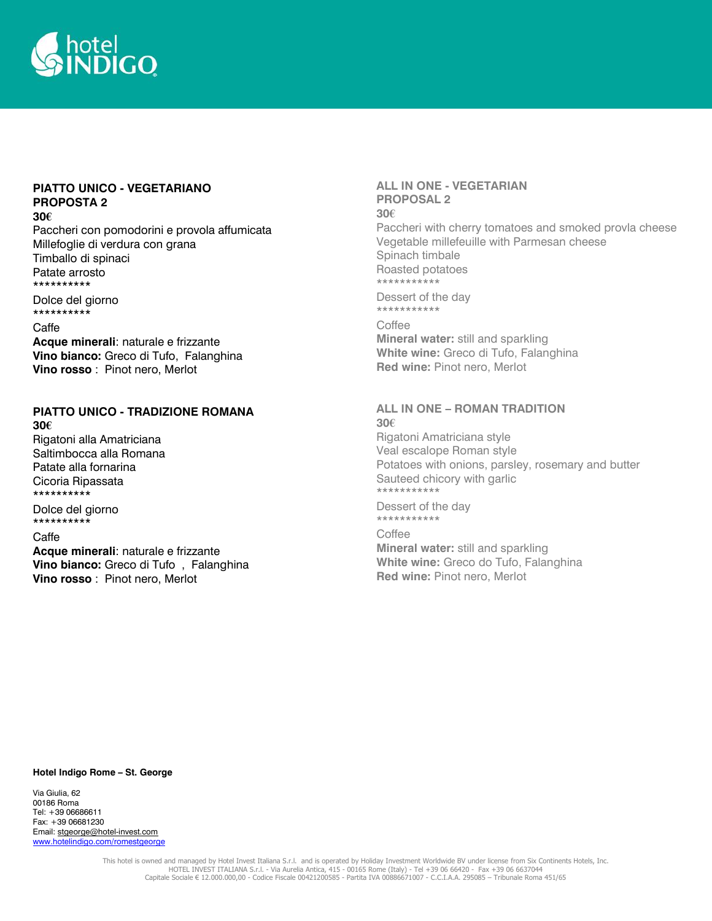## PIATTO UNICO - VEGETARIANO
## PROPOSTA 2

**30€**

Paccheri con pomodorini e provola affumicata
Millefoglie di verdura con grana
Timballo di spinaci
Patate arrosto

**********

Dolce del giorno

**********

Caffe
**Acque minerali**: naturale e frizzante
**Vino bianco:** Greco di Tufo, Falanghina
**Vino rosso** : Pinot nero, Merlot

## ALL IN ONE - VEGETARIAN
## PROPOSAL 2

**30€**

Paccheri with cherry tomatoes and smoked provla cheese
Vegetable millefeuille with Parmesan cheese
Spinach timbale
Roasted potatoes

***********

Dessert of the day

***********

Coffee
**Mineral water:** still and sparkling
**White wine:** Greco di Tufo, Falanghina
**Red wine:** Pinot nero, Merlot

## PIATTO UNICO - TRADIZIONE ROMANA

**30€**

Rigatoni alla Amatriciana
Saltimbocca alla Romana
Patate alla fornarina
Cicoria Ripassata

**********

Dolce del giorno

**********

Caffe
**Acque minerali**: naturale e frizzante
**Vino bianco:** Greco di Tufo , Falanghina
**Vino rosso** : Pinot nero, Merlot

## ALL IN ONE – ROMAN TRADITION

**30€**

Rigatoni Amatriciana style
Veal escalope Roman style
Potatoes with onions, parsley, rosemary and butter
Sauteed chicory with garlic

***********

Dessert of the day

***********

Coffee
**Mineral water:** still and sparkling
**White wine:** Greco do Tufo, Falanghina
**Red wine:** Pinot nero, Merlot

**Hotel Indigo Rome – St. George**

Via Giulia, 62
00186 Roma
Tel: +39 06686611
Fax: +39 06681230
Email: stgeorge@hotel-invest.com
www.hotelindigo.com/romestgeorge

This hotel is owned and managed by Hotel Invest Italiana S.r.l. and is operated by Holiday Investment Worldwide BV under license from Six Continents Hotels, Inc.
HOTEL INVEST ITALIANA S.r.l. - Via Aurelia Antica, 415 - 00165 Rome (Italy) - Tel +39 06 66420 - Fax +39 06 6637044
Capitale Sociale € 12.000.000,00 - Codice Fiscale 00421200585 - Partita IVA 00886671007 - C.C.I.A.A. 295085 – Tribunale Roma 451/65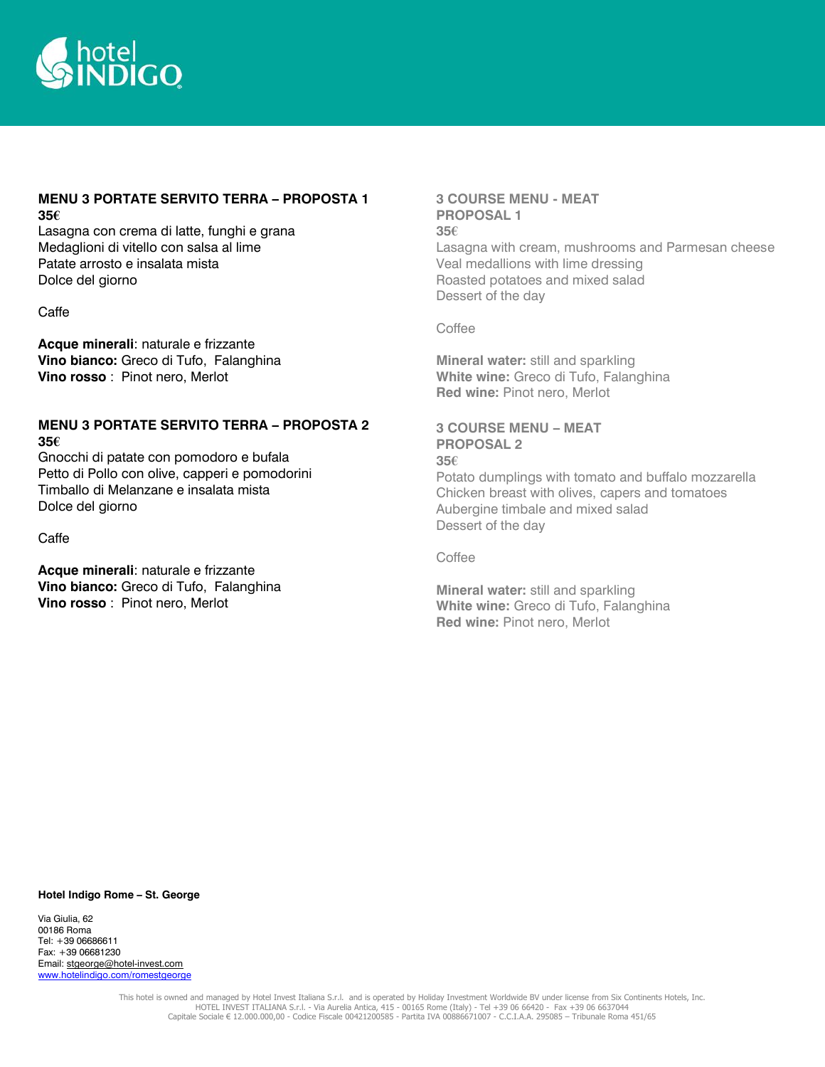hotel INDIGO

## MENU 3 PORTATE SERVITO TERRA – PROPOSTA 1

**35€**

Lasagna con crema di latte, funghi e grana
Medaglioni di vitello con salsa al lime
Patate arrosto e insalata mista
Dolce del giorno

Caffe

**Acque minerali**: naturale e frizzante
**Vino bianco:** Greco di Tufo, Falanghina
**Vino rosso** : Pinot nero, Merlot

## MENU 3 PORTATE SERVITO TERRA – PROPOSTA 2

**35€**

Gnocchi di patate con pomodoro e bufala
Petto di Pollo con olive, capperi e pomodorini
Timballo di Melanzane e insalata mista
Dolce del giorno

Caffe

**Acque minerali**: naturale e frizzante
**Vino bianco:** Greco di Tufo, Falanghina
**Vino rosso** : Pinot nero, Merlot

## 3 COURSE MENU - MEAT PROPOSAL 1

**35€**

Lasagna with cream, mushrooms and Parmesan cheese
Veal medallions with lime dressing
Roasted potatoes and mixed salad
Dessert of the day

Coffee

**Mineral water:** still and sparkling
**White wine:** Greco di Tufo, Falanghina
**Red wine:** Pinot nero, Merlot

## 3 COURSE MENU – MEAT PROPOSAL 2

**35€**

Potato dumplings with tomato and buffalo mozzarella
Chicken breast with olives, capers and tomatoes
Aubergine timbale and mixed salad
Dessert of the day

Coffee

**Mineral water:** still and sparkling
**White wine:** Greco di Tufo, Falanghina
**Red wine:** Pinot nero, Merlot

**Hotel Indigo Rome – St. George**

Via Giulia, 62
00186 Roma
Tel: +39 06686611
Fax: +39 06681230
Email: stgeorge@hotel-invest.com
www.hotelindigo.com/romestgeorge

This hotel is owned and managed by Hotel Invest Italiana S.r.l. and is operated by Holiday Investment Worldwide BV under license from Six Continents Hotels, Inc.
HOTEL INVEST ITALIANA S.r.l. - Via Aurelia Antica, 415 - 00165 Rome (Italy) - Tel +39 06 66420 - Fax +39 06 6637044
Capitale Sociale € 12.000.000,00 - Codice Fiscale 00421200585 - Partita IVA 00886671007 - C.C.I.A.A. 295085 – Tribunale Roma 451/65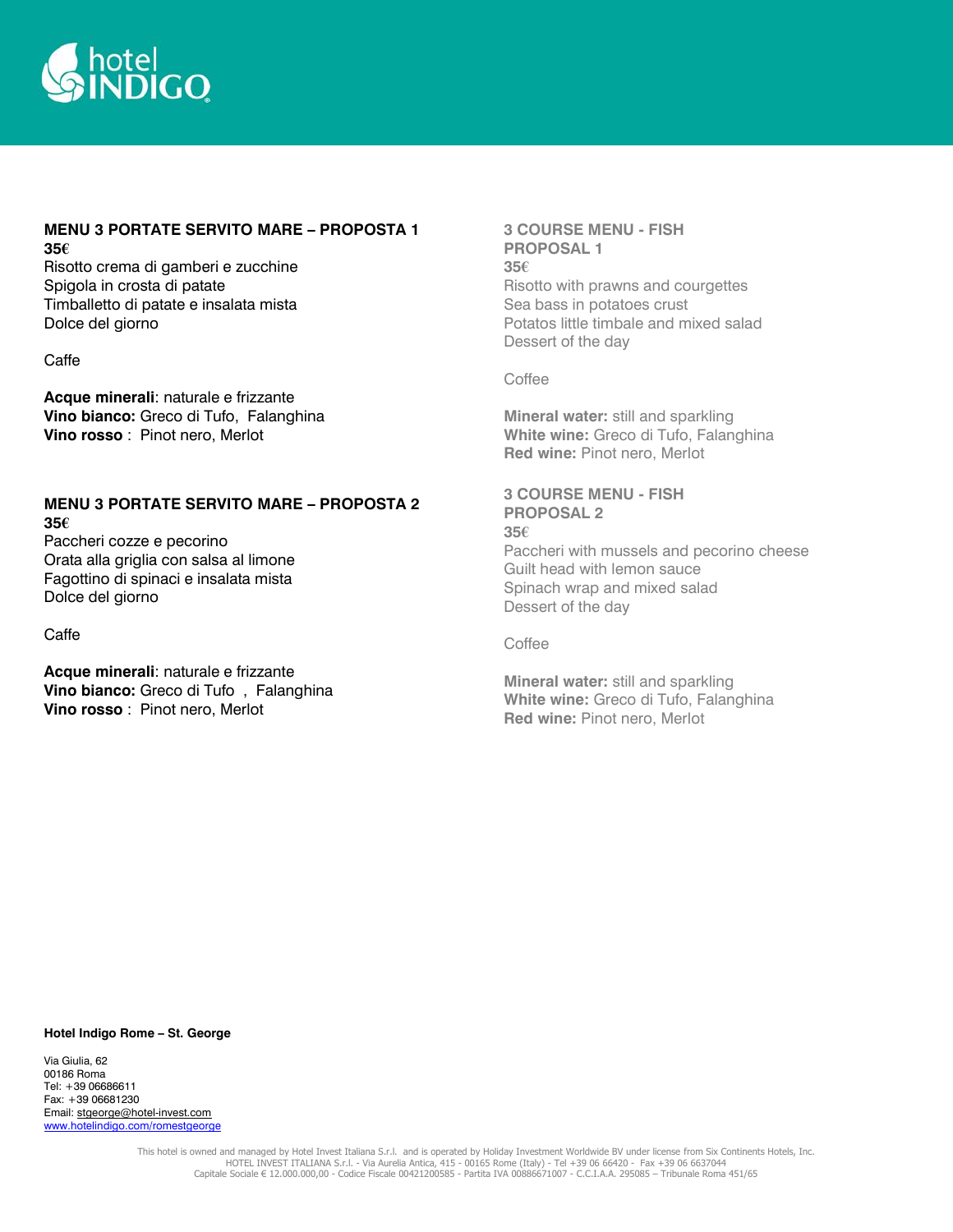**MENU 3 PORTATE SERVITO MARE – PROPOSTA 1**
**35€**
Risotto crema di gamberi e zucchine
Spigola in crosta di patate
Timballetto di patate e insalata mista
Dolce del giorno

Caffe

**Acque minerali**: naturale e frizzante
**Vino bianco:** Greco di Tufo, Falanghina
**Vino rosso** : Pinot nero, Merlot

**MENU 3 PORTATE SERVITO MARE – PROPOSTA 2**
**35€**
Paccheri cozze e pecorino
Orata alla griglia con salsa al limone
Fagottino di spinaci e insalata mista
Dolce del giorno

Caffe

**Acque minerali**: naturale e frizzante
**Vino bianco:** Greco di Tufo , Falanghina
**Vino rosso** : Pinot nero, Merlot

**3 COURSE MENU - FISH PROPOSAL 1**
**35€**
Risotto with prawns and courgettes
Sea bass in potatoes crust
Potatos little timbale and mixed salad
Dessert of the day

Coffee

**Mineral water:** still and sparkling
**White wine:** Greco di Tufo, Falanghina
**Red wine:** Pinot nero, Merlot

**3 COURSE MENU - FISH PROPOSAL 2**
**35€**
Paccheri with mussels and pecorino cheese
Guilt head with lemon sauce
Spinach wrap and mixed salad
Dessert of the day

Coffee

**Mineral water:** still and sparkling
**White wine:** Greco di Tufo, Falanghina
**Red wine:** Pinot nero, Merlot

**Hotel Indigo Rome – St. George**

Via Giulia, 62
00186 Roma
Tel: +39 06686611
Fax: +39 06681230
Email: stgeorge@hotel-invest.com
www.hotelindigo.com/romestgeorge

This hotel is owned and managed by Hotel Invest Italiana S.r.l. and is operated by Holiday Investment Worldwide BV under license from Six Continents Hotels, Inc.
HOTEL INVEST ITALIANA S.r.l. - Via Aurelia Antica, 415 - 00165 Rome (Italy) - Tel +39 06 66420 - Fax +39 06 6637044
Capitale Sociale € 12.000.000,00 - Codice Fiscale 00421200585 - Partita IVA 00886671007 - C.C.I.A.A. 295085 – Tribunale Roma 451/65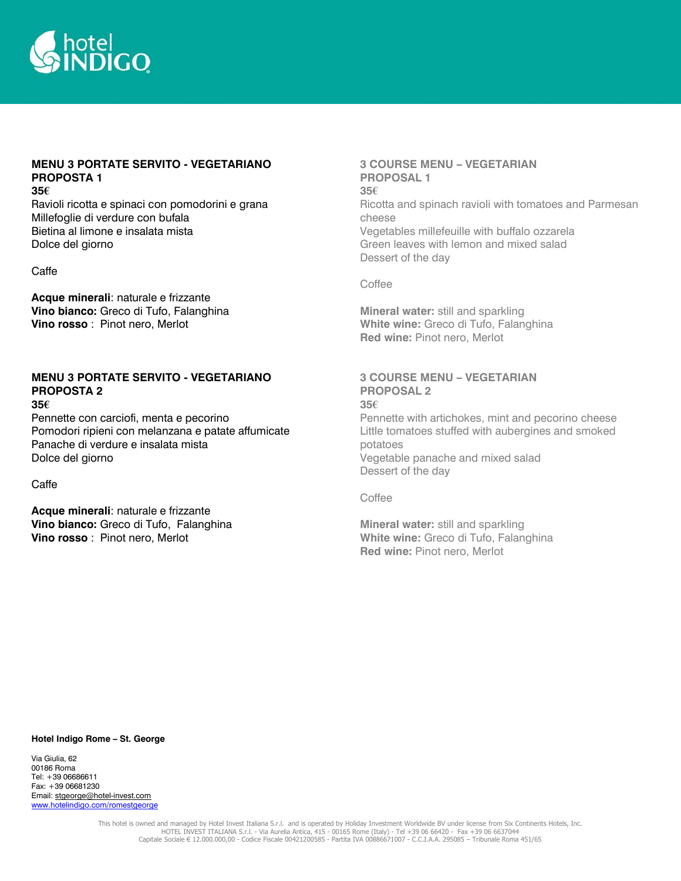hotel INDIGO

**MENU 3 PORTATE SERVITO - VEGETARIANO PROPOSTA 1**
**35€**

Ravioli ricotta e spinaci con pomodorini e grana
Millefoglie di verdure con bufala
Bietina al limone e insalata mista
Dolce del giorno

Caffe

**Acque minerali**: naturale e frizzante
**Vino bianco:** Greco di Tufo, Falanghina
**Vino rosso** : Pinot nero, Merlot

**3 COURSE MENU – VEGETARIAN PROPOSAL 1**
**35€**

Ricotta and spinach ravioli with tomatoes and Parmesan cheese
Vegetables millefeuille with buffalo ozzarela
Green leaves with lemon and mixed salad
Dessert of the day

Coffee

**Mineral water:** still and sparkling
**White wine:** Greco di Tufo, Falanghina
**Red wine:** Pinot nero, Merlot

**MENU 3 PORTATE SERVITO - VEGETARIANO PROPOSTA 2**
**35€**

Pennette con carciofi, menta e pecorino
Pomodori ripieni con melanzana e patate affumicate
Panache di verdure e insalata mista
Dolce del giorno

Caffe

**Acque minerali**: naturale e frizzante
**Vino bianco:** Greco di Tufo, Falanghina
**Vino rosso** : Pinot nero, Merlot

**3 COURSE MENU – VEGETARIAN PROPOSAL 2**
**35€**

Pennette with artichokes, mint and pecorino cheese
Little tomatoes stuffed with aubergines and smoked potatoes
Vegetable panache and mixed salad
Dessert of the day

Coffee

**Mineral water:** still and sparkling
**White wine:** Greco di Tufo, Falanghina
**Red wine:** Pinot nero, Merlot

**Hotel Indigo Rome – St. George**

Via Giulia, 62
00186 Roma
Tel: +39 06686611
Fax: +39 06681230
Email: stgeorge@hotel-invest.com
www.hotelindigo.com/romestgeorge

This hotel is owned and managed by Hotel Invest Italiana S.r.l. and is operated by Holiday Investment Worldwide BV under license from Six Continents Hotels, Inc.
HOTEL INVEST ITALIANA S.r.l. - Via Aurelia Antica, 415 - 00165 Rome (Italy) - Tel +39 06 66420 - Fax +39 06 6637044
Capitale Sociale € 12.000.000,00 - Codice Fiscale 00421200585 - Partita IVA 00886671007 - C.C.I.A.A. 295085 – Tribunale Roma 451/65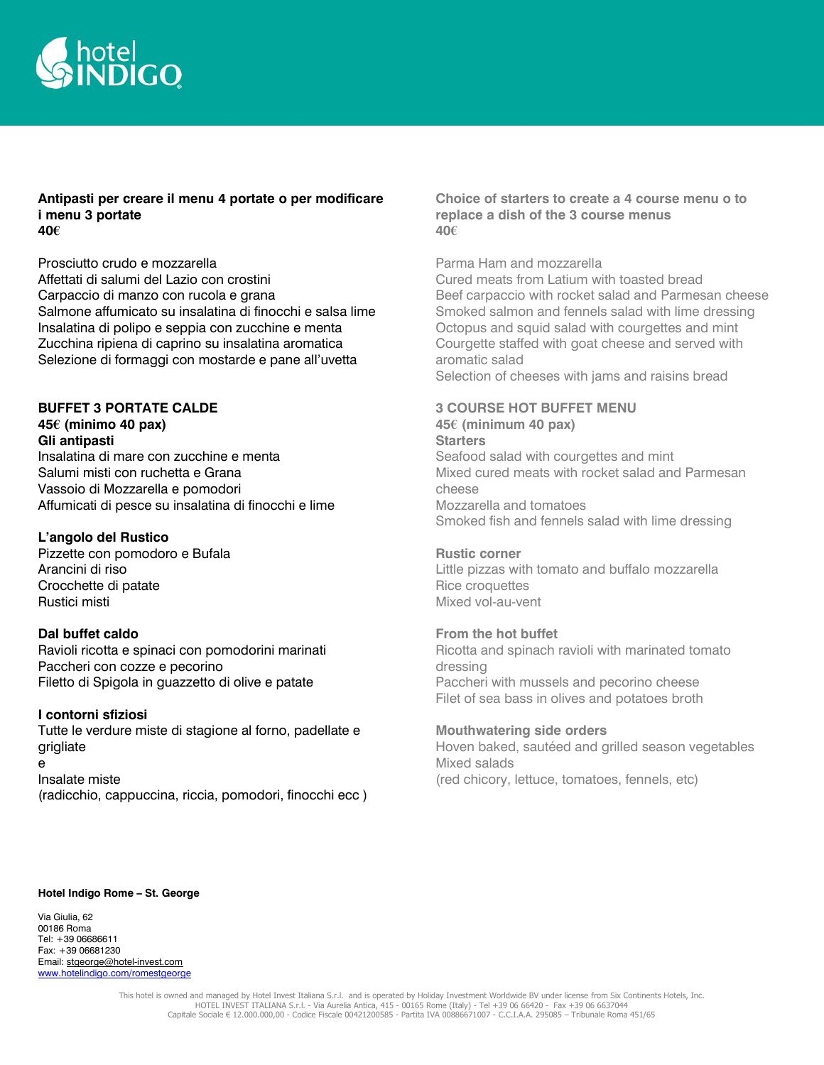**hotel INDIGO**

**Antipasti per creare il menu 4 portate o per modificare i menu 3 portate**
**40€**

Prosciutto crudo e mozzarella
Affettati di salumi del Lazio con crostini
Carpaccio di manzo con rucola e grana
Salmone affumicato su insalatina di finocchi e salsa lime
Insalatina di polipo e seppia con zucchine e menta
Zucchina ripiena di caprino su insalatina aromatica
Selezione di formaggi con mostarde e pane all'uvetta

**BUFFET 3 PORTATE CALDE**
**45€ (minimo 40 pax)**
**Gli antipasti**
Insalatina di mare con zucchine e menta
Salumi misti con ruchetta e Grana
Vassoio di Mozzarella e pomodori
Affumicati di pesce su insalatina di finocchi e lime

**L'angolo del Rustico**
Pizzette con pomodoro e Bufala
Arancini di riso
Crocchette di patate
Rustici misti

**Dal buffet caldo**
Ravioli ricotta e spinaci con pomodorini marinati
Paccheri con cozze e pecorino
Filetto di Spigola in guazzetto di olive e patate

**I contorni sfiziosi**
Tutte le verdure miste di stagione al forno, padellate e grigliate
e
Insalate miste
(radicchio, cappuccina, riccia, pomodori, finocchi ecc )

**Choice of starters to create a 4 course menu o to replace a dish of the 3 course menus**
**40€**

Parma Ham and mozzarella
Cured meats from Latium with toasted bread
Beef carpaccio with rocket salad and Parmesan cheese
Smoked salmon and fennels salad with lime dressing
Octopus and squid salad with courgettes and mint
Courgette staffed with goat cheese and served with aromatic salad
Selection of cheeses with jams and raisins bread

**3 COURSE HOT BUFFET MENU**
**45€ (minimum 40 pax)**
**Starters**
Seafood salad with courgettes and mint
Mixed cured meats with rocket salad and Parmesan cheese
Mozzarella and tomatoes
Smoked fish and fennels salad with lime dressing

**Rustic corner**
Little pizzas with tomato and buffalo mozzarella
Rice croquettes
Mixed vol-au-vent

**From the hot buffet**
Ricotta and spinach ravioli with marinated tomato dressing
Paccheri with mussels and pecorino cheese
Filet of sea bass in olives and potatoes broth

**Mouthwatering side orders**
Hoven baked, sautéed and grilled season vegetables
Mixed salads
(red chicory, lettuce, tomatoes, fennels, etc)

**Hotel Indigo Rome – St. George**

Via Giulia, 62
00186 Roma
Tel: +39 06686611
Fax: +39 06681230
Email: stgeorge@hotel-invest.com
www.hotelindigo.com/romestgeorge

This hotel is owned and managed by Hotel Invest Italiana S.r.l. and is operated by Holiday Investment Worldwide BV under license from Six Continents Hotels, Inc.
HOTEL INVEST ITALIANA S.r.l. - Via Aurelia Antica, 415 - 00165 Rome (Italy) - Tel +39 06 66420 - Fax +39 06 6637044
Capitale Sociale € 12.000.000,00 - Codice Fiscale 00421200585 - Partita IVA 00886671007 - C.C.I.A.A. 295085 – Tribunale Roma 451/65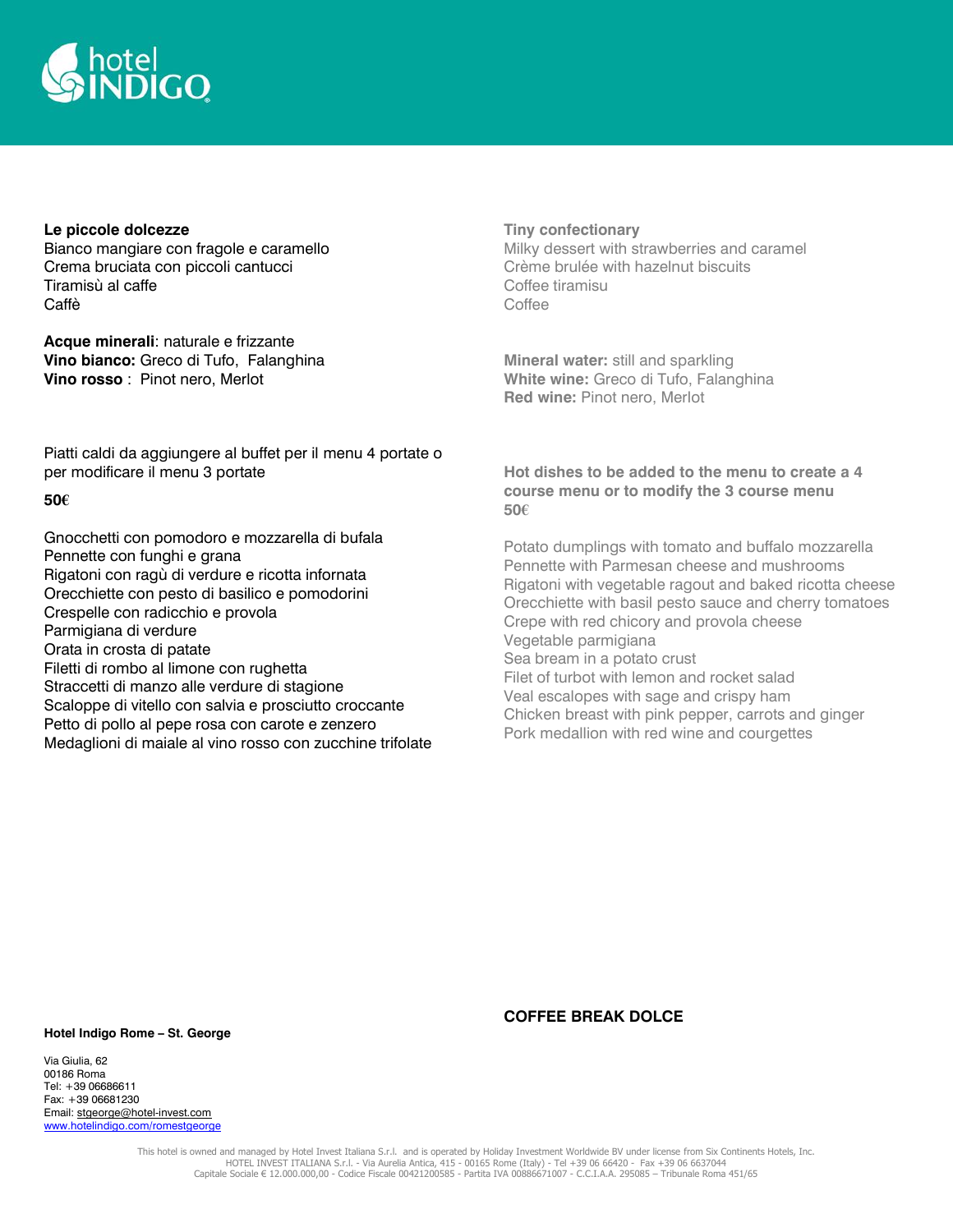**Le piccole dolcezze**
Bianco mangiare con fragole e caramello
Crema bruciata con piccoli cantucci
Tiramisù al caffe
Caffè

**Acque minerali**: naturale e frizzante
**Vino bianco:** Greco di Tufo, Falanghina
**Vino rosso** : Pinot nero, Merlot

Piatti caldi da aggiungere al buffet per il menu 4 portate o per modificare il menu 3 portate

**50€**

Gnocchetti con pomodoro e mozzarella di bufala
Pennette con funghi e grana
Rigatoni con ragù di verdure e ricotta infornata
Orecchiette con pesto di basilico e pomodorini
Crespelle con radicchio e provola
Parmigiana di verdure
Orata in crosta di patate
Filetti di rombo al limone con rughetta
Straccetti di manzo alle verdure di stagione
Scaloppe di vitello con salvia e prosciutto croccante
Petto di pollo al pepe rosa con carote e zenzero
Medaglioni di maiale al vino rosso con zucchine trifolate

**Tiny confectionary**
Milky dessert with strawberries and caramel
Crème brulée with hazelnut biscuits
Coffee tiramisu
Coffee

**Mineral water:** still and sparkling
**White wine:** Greco di Tufo, Falanghina
**Red wine:** Pinot nero, Merlot

**Hot dishes to be added to the menu to create a 4 course menu or to modify the 3 course menu**
**50€**

Potato dumplings with tomato and buffalo mozzarella
Pennette with Parmesan cheese and mushrooms
Rigatoni with vegetable ragout and baked ricotta cheese
Orecchiette with basil pesto sauce and cherry tomatoes
Crepe with red chicory and provola cheese
Vegetable parmigiana
Sea bream in a potato crust
Filet of turbot with lemon and rocket salad
Veal escalopes with sage and crispy ham
Chicken breast with pink pepper, carrots and ginger
Pork medallion with red wine and courgettes

**COFFEE BREAK DOLCE**

**Hotel Indigo Rome – St. George**

Via Giulia, 62
00186 Roma
Tel: +39 06686611
Fax: +39 06681230
Email: stgeorge@hotel-invest.com
www.hotelindigo.com/romestgeorge

This hotel is owned and managed by Hotel Invest Italiana S.r.l. and is operated by Holiday Investment Worldwide BV under license from Six Continents Hotels, Inc.
HOTEL INVEST ITALIANA S.r.l. - Via Aurelia Antica, 415 - 00165 Rome (Italy) - Tel +39 06 66420 - Fax +39 06 6637044
Capitale Sociale € 12.000.000,00 - Codice Fiscale 00421200585 - Partita IVA 00886671007 - C.C.I.A.A. 295085 – Tribunale Roma 451/65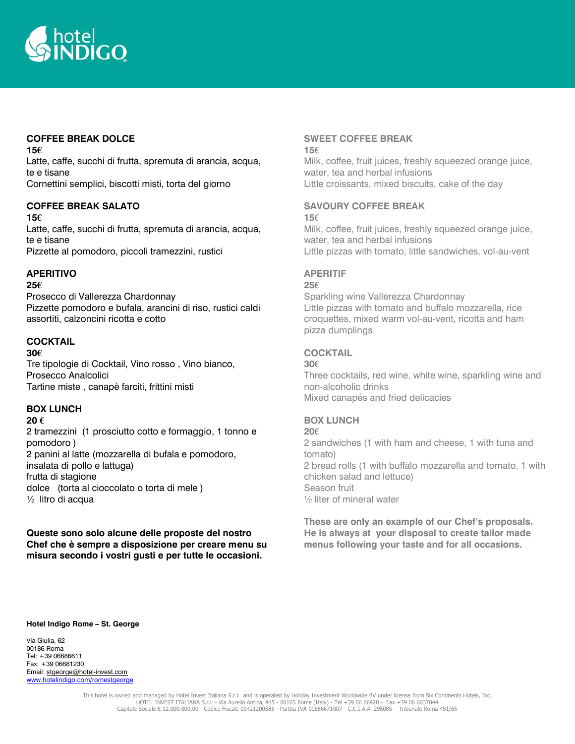hotel INDIGO

**COFFEE BREAK DOLCE**
**15€**
Latte, caffe, succhi di frutta, spremuta di arancia, acqua, te e tisane
Cornettini semplici, biscotti misti, torta del giorno

**COFFEE BREAK SALATO**
**15€**
Latte, caffe, succhi di frutta, spremuta di arancia, acqua, te e tisane
Pizzette al pomodoro, piccoli tramezzini, rustici

**APERITIVO**
**25€**
Prosecco di Vallerezza Chardonnay
Pizzette pomodoro e bufala, arancini di riso, rustici caldi assortiti, calzoncini ricotta e cotto

**COCKTAIL**
**30€**
Tre tipologie di Cocktail, Vino rosso , Vino bianco, Prosecco Analcolici
Tartine miste , canapè farciti, frittini misti

**BOX LUNCH**
**20 €**
2 tramezzini (1 prosciutto cotto e formaggio, 1 tonno e pomodoro )
2 panini al latte (mozzarella di bufala e pomodoro, insalata di pollo e lattuga)
frutta di stagione
dolce (torta al cioccolato o torta di mele )
½ litro di acqua

**Queste sono solo alcune delle proposte del nostro Chef che è sempre a disposizione per creare menu su misura secondo i vostri gusti e per tutte le occasioni.**

**SWEET COFFEE BREAK**
**15€**
Milk, coffee, fruit juices, freshly squeezed orange juice, water, tea and herbal infusions
Little croissants, mixed biscuits, cake of the day

**SAVOURY COFFEE BREAK**
**15€**
Milk, coffee, fruit juices, freshly squeezed orange juice, water, tea and herbal infusions
Little pizzas with tomato, little sandwiches, vol-au-vent

**APERITIF**
**25€**
Sparkling wine Vallerezza Chardonnay
Little pizzas with tomato and buffalo mozzarella, rice croquettes, mixed warm vol-au-vent, ricotta and ham pizza dumplings

**COCKTAIL**
**30€**
Three cocktails, red wine, white wine, sparkling wine and non-alcoholic drinks
Mixed canapés and fried delicacies

**BOX LUNCH**
**20€**
2 sandwiches (1 with ham and cheese, 1 with tuna and tomato)
2 bread rolls (1 with buffalo mozzarella and tomato, 1 with chicken salad and lettuce)
Season fruit
½ liter of mineral water

**These are only an example of our Chef's proposals. He is always at your disposal to create tailor made menus following your taste and for all occasions.**

**Hotel Indigo Rome – St. George**

Via Giulia, 62
00186 Roma
Tel: +39 06686611
Fax: +39 06681230
Email: stgeorge@hotel-invest.com
www.hotelindigo.com/romestgeorge

This hotel is owned and managed by Hotel Invest Italiana S.r.l. and is operated by Holiday Investment Worldwide BV under license from Six Continents Hotels, Inc.
HOTEL INVEST ITALIANA S.r.l. - Via Aurelia Antica, 415 - 00165 Rome (Italy) - Tel +39 06 66420 - Fax +39 06 6637044
Capitale Sociale € 12.000.000,00 - Codice Fiscale 00421200585 - Partita IVA 00886671007 - C.C.I.A.A. 295085 – Tribunale Roma 451/65